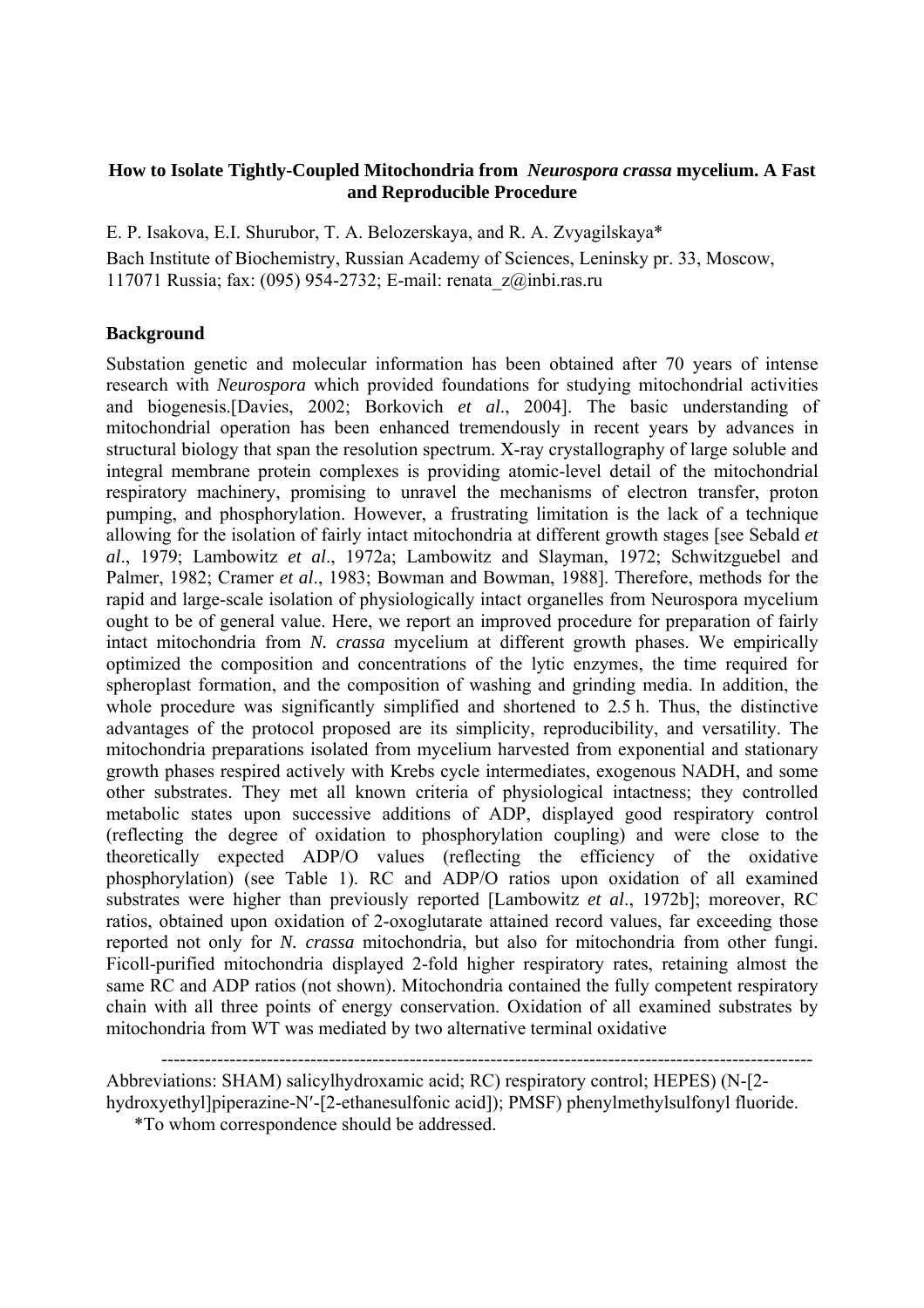# How to Isolate Tightly-Coupled Mitochondria from *Neurospora crassa* mycelium. A Fast and Reproducible Procedure

E. P. Isakova, E.I. Shurubor, T. A. Belozerskaya, and R. A. Zvyagilskaya*

Bach Institute of Biochemistry, Russian Academy of Sciences, Leninsky pr. 33, Moscow, 117071 Russia; fax: (095) 954-2732; E-mail: renata_z@inbi.ras.ru

## Background

Substation genetic and molecular information has been obtained after 70 years of intense research with *Neurospora* which provided foundations for studying mitochondrial activities and biogenesis.[Davies, 2002; Borkovich *et al*., 2004]. The basic understanding of mitochondrial operation has been enhanced tremendously in recent years by advances in structural biology that span the resolution spectrum. X-ray crystallography of large soluble and integral membrane protein complexes is providing atomic-level detail of the mitochondrial respiratory machinery, promising to unravel the mechanisms of electron transfer, proton pumping, and phosphorylation. However, a frustrating limitation is the lack of a technique allowing for the isolation of fairly intact mitochondria at different growth stages [see Sebald *et al*., 1979; Lambowitz *et al*., 1972a; Lambowitz and Slayman, 1972; Schwitzguebel and Palmer, 1982; Cramer *et al*., 1983; Bowman and Bowman, 1988]. Therefore, methods for the rapid and large-scale isolation of physiologically intact organelles from Neurospora mycelium ought to be of general value. Here, we report an improved procedure for preparation of fairly intact mitochondria from *N. crassa* mycelium at different growth phases. We empirically optimized the composition and concentrations of the lytic enzymes, the time required for spheroplast formation, and the composition of washing and grinding media. In addition, the whole procedure was significantly simplified and shortened to 2.5 h. Thus, the distinctive advantages of the protocol proposed are its simplicity, reproducibility, and versatility. The mitochondria preparations isolated from mycelium harvested from exponential and stationary growth phases respired actively with Krebs cycle intermediates, exogenous NADH, and some other substrates. They met all known criteria of physiological intactness; they controlled metabolic states upon successive additions of ADP, displayed good respiratory control (reflecting the degree of oxidation to phosphorylation coupling) and were close to the theoretically expected ADP/O values (reflecting the efficiency of the oxidative phosphorylation) (see Table 1). RC and ADP/O ratios upon oxidation of all examined substrates were higher than previously reported [Lambowitz *et al*., 1972b]; moreover, RC ratios, obtained upon oxidation of 2-oxoglutarate attained record values, far exceeding those reported not only for *N. crassa* mitochondria, but also for mitochondria from other fungi. Ficoll-purified mitochondria displayed 2-fold higher respiratory rates, retaining almost the same RC and ADP ratios (not shown). Mitochondria contained the fully competent respiratory chain with all three points of energy conservation. Oxidation of all examined substrates by mitochondria from WT was mediated by two alternative terminal oxidative

---

Abbreviations: SHAM) salicylhydroxamic acid; RC) respiratory control; HEPES) (N-[2-hydroxyethyl]piperazine-N′-[2-ethanesulfonic acid]); PMSF) phenylmethylsulfonyl fluoride.

*To whom correspondence should be addressed.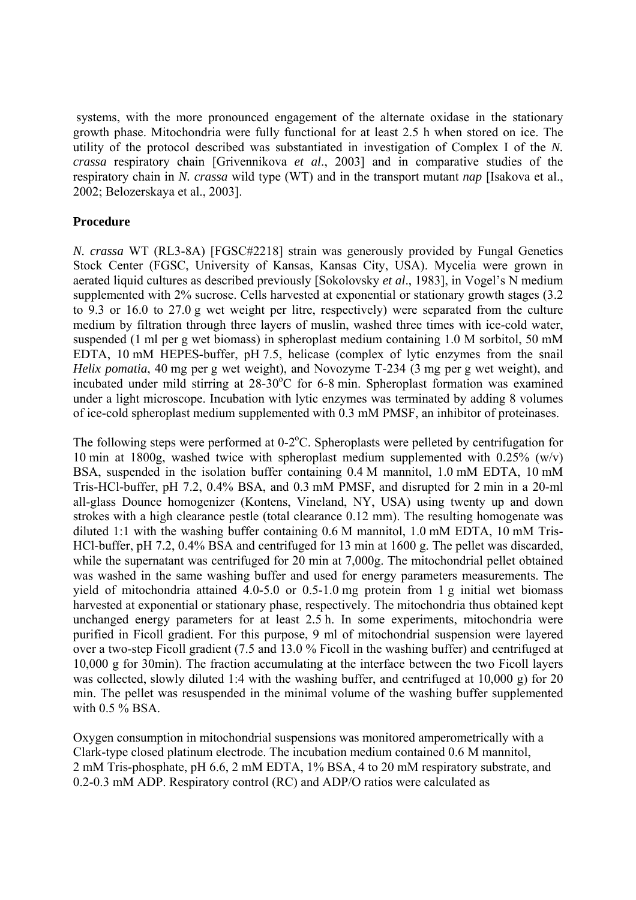systems, with the more pronounced engagement of the alternate oxidase in the stationary growth phase. Mitochondria were fully functional for at least 2.5 h when stored on ice. The utility of the protocol described was substantiated in investigation of Complex I of the *N. crassa* respiratory chain [Grivennikova *et al*., 2003] and in comparative studies of the respiratory chain in *N. crassa* wild type (WT) and in the transport mutant *nap* [Isakova et al., 2002; Belozerskaya et al., 2003].

**Procedure**

*N. crassa* WT (RL3-8A) [FGSC#2218] strain was generously provided by Fungal Genetics Stock Center (FGSC, University of Kansas, Kansas City, USA). Mycelia were grown in aerated liquid cultures as described previously [Sokolovsky *et al*., 1983], in Vogel's N medium supplemented with 2% sucrose. Cells harvested at exponential or stationary growth stages (3.2 to 9.3 or 16.0 to 27.0 g wet weight per litre, respectively) were separated from the culture medium by filtration through three layers of muslin, washed three times with ice-cold water, suspended (1 ml per g wet biomass) in spheroplast medium containing 1.0 M sorbitol, 50 mM EDTA, 10 mM HEPES-buffer, pH 7.5, helicase (complex of lytic enzymes from the snail *Helix pomatia*, 40 mg per g wet weight), and Novozyme T-234 (3 mg per g wet weight), and incubated under mild stirring at 28-30$^{o}$C for 6-8 min. Spheroplast formation was examined under a light microscope. Incubation with lytic enzymes was terminated by adding 8 volumes of ice-cold spheroplast medium supplemented with 0.3 mM PMSF, an inhibitor of proteinases.

The following steps were performed at 0-2$^{o}$C. Spheroplasts were pelleted by centrifugation for 10 min at 1800g, washed twice with spheroplast medium supplemented with 0.25% (w/v) BSA, suspended in the isolation buffer containing 0.4 M mannitol, 1.0 mM EDTA, 10 mM Tris-HCl-buffer, pH 7.2, 0.4% BSA, and 0.3 mM PMSF, and disrupted for 2 min in a 20-ml all-glass Dounce homogenizer (Kontens, Vineland, NY, USA) using twenty up and down strokes with a high clearance pestle (total clearance 0.12 mm). The resulting homogenate was diluted 1:1 with the washing buffer containing 0.6 M mannitol, 1.0 mM EDTA, 10 mM Tris-HCl-buffer, pH 7.2, 0.4% BSA and centrifuged for 13 min at 1600 g. The pellet was discarded, while the supernatant was centrifuged for 20 min at 7,000g. The mitochondrial pellet obtained was washed in the same washing buffer and used for energy parameters measurements. The yield of mitochondria attained 4.0-5.0 or 0.5-1.0 mg protein from 1 g initial wet biomass harvested at exponential or stationary phase, respectively. The mitochondria thus obtained kept unchanged energy parameters for at least 2.5 h. In some experiments, mitochondria were purified in Ficoll gradient. For this purpose, 9 ml of mitochondrial suspension were layered over a two-step Ficoll gradient (7.5 and 13.0 % Ficoll in the washing buffer) and centrifuged at 10,000 g for 30min). The fraction accumulating at the interface between the two Ficoll layers was collected, slowly diluted 1:4 with the washing buffer, and centrifuged at 10,000 g) for 20 min. The pellet was resuspended in the minimal volume of the washing buffer supplemented with 0.5 % BSA.

Oxygen consumption in mitochondrial suspensions was monitored amperometrically with a Clark-type closed platinum electrode. The incubation medium contained 0.6 M mannitol, 2 mM Tris-phosphate, pH 6.6, 2 mM EDTA, 1% BSA, 4 to 20 mM respiratory substrate, and 0.2-0.3 mM ADP. Respiratory control (RC) and ADP/O ratios were calculated as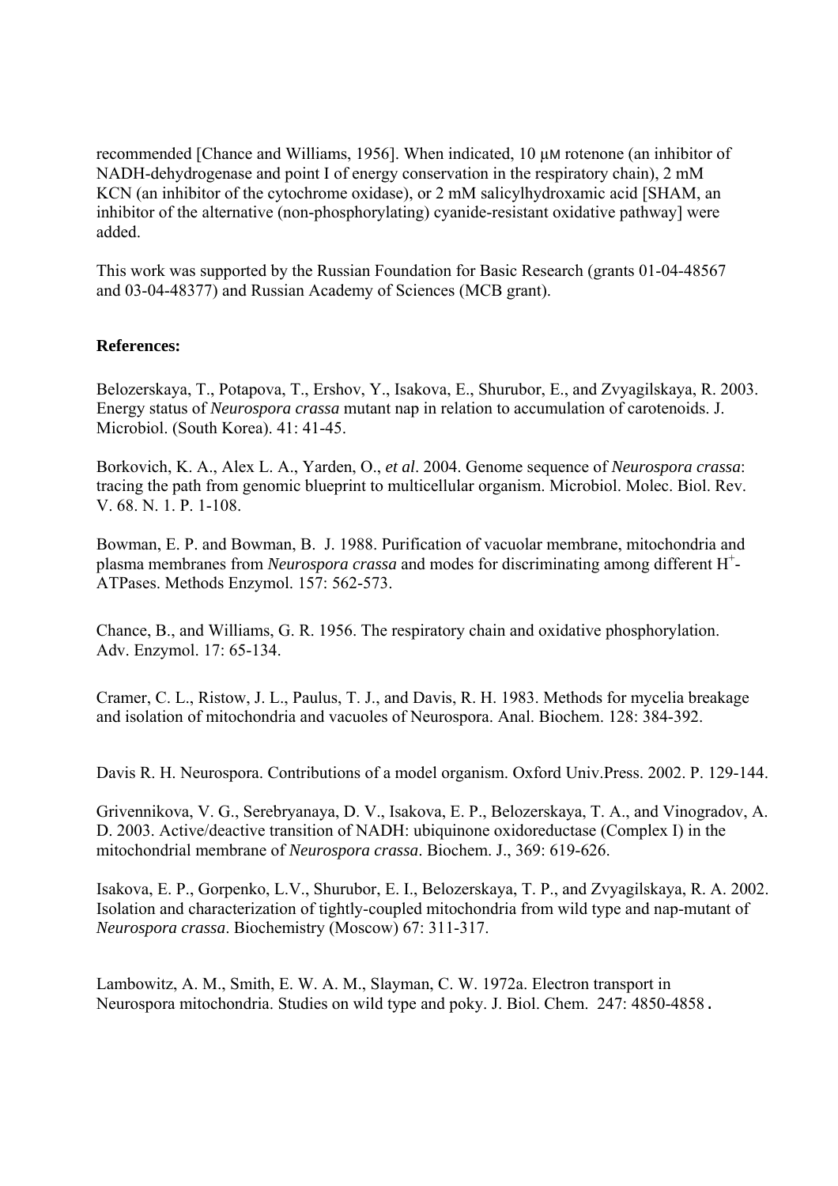recommended [Chance and Williams, 1956]. When indicated, 10 μM rotenone (an inhibitor of NADH-dehydrogenase and point I of energy conservation in the respiratory chain), 2 mM KCN (an inhibitor of the cytochrome oxidase), or 2 mM salicylhydroxamic acid [SHAM, an inhibitor of the alternative (non-phosphorylating) cyanide-resistant oxidative pathway] were added.

This work was supported by the Russian Foundation for Basic Research (grants 01-04-48567 and 03-04-48377) and Russian Academy of Sciences (MCB grant).

**References:**

Belozerskaya, T., Potapova, T., Ershov, Y., Isakova, E., Shurubor, E., and Zvyagilskaya, R. 2003. Energy status of *Neurospora crassa* mutant nap in relation to accumulation of carotenoids. J. Microbiol. (South Korea). 41: 41-45.

Borkovich, K. A., Alex L. A., Yarden, O., *et al*. 2004. Genome sequence of *Neurospora crassa*: tracing the path from genomic blueprint to multicellular organism. Microbiol. Molec. Biol. Rev. V. 68. N. 1. P. 1-108.

Bowman, E. P. and Bowman, B. J. 1988. Purification of vacuolar membrane, mitochondria and plasma membranes from *Neurospora crassa* and modes for discriminating among different $H^+$-ATPases. Methods Enzymol. 157: 562-573.

Chance, B., and Williams, G. R. 1956. The respiratory chain and oxidative phosphorylation. Adv. Enzymol. 17: 65-134.

Cramer, C. L., Ristow, J. L., Paulus, T. J., and Davis, R. H. 1983. Methods for mycelia breakage and isolation of mitochondria and vacuoles of Neurospora. Anal. Biochem. 128: 384-392.

Davis R. H. Neurospora. Contributions of a model organism. Oxford Univ.Press. 2002. P. 129-144.

Grivennikova, V. G., Serebryanaya, D. V., Isakova, E. P., Belozerskaya, T. A., and Vinogradov, A. D. 2003. Active/deactive transition of NADH: ubiquinone oxidoreductase (Complex I) in the mitochondrial membrane of *Neurospora crassa*. Biochem. J., 369: 619-626.

Isakova, E. P., Gorpenko, L.V., Shurubor, E. I., Belozerskaya, T. P., and Zvyagilskaya, R. A. 2002. Isolation and characterization of tightly-coupled mitochondria from wild type and nap-mutant of *Neurospora crassa*. Biochemistry (Moscow) 67: 311-317.

Lambowitz, A. M., Smith, E. W. A. M., Slayman, C. W. 1972a. Electron transport in Neurospora mitochondria. Studies on wild type and poky. J. Biol. Chem. 247: 4850-4858.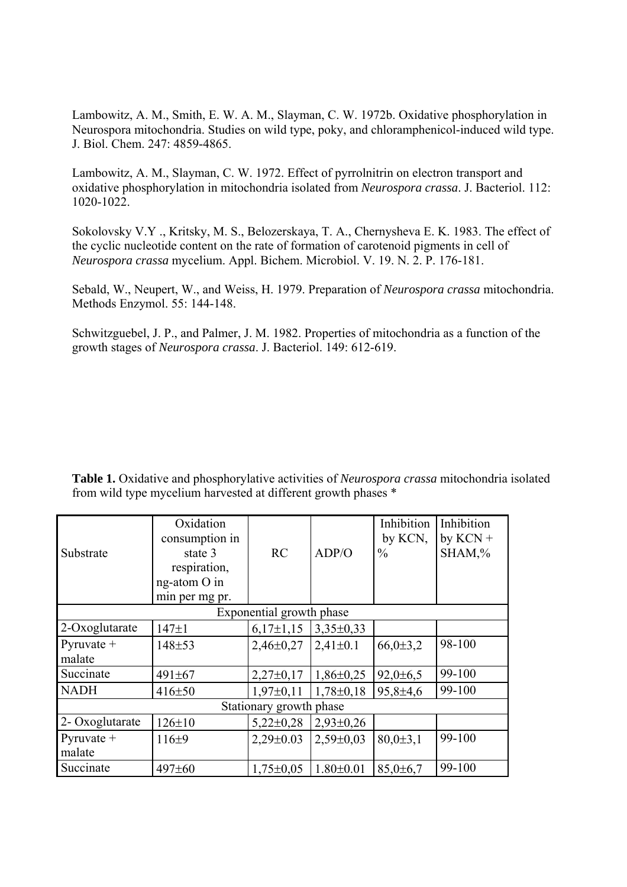Lambowitz, A. M., Smith, E. W. A. M., Slayman, C. W. 1972b. Oxidative phosphorylation in Neurospora mitochondria. Studies on wild type, poky, and chloramphenicol-induced wild type. J. Biol. Chem. 247: 4859-4865.

Lambowitz, A. M., Slayman, C. W. 1972. Effect of pyrrolnitrin on electron transport and oxidative phosphorylation in mitochondria isolated from *Neurospora crassa*. J. Bacteriol. 112: 1020-1022.

Sokolovsky V.Y ., Kritsky, M. S., Belozerskaya, T. A., Chernysheva E. K. 1983. The effect of the cyclic nucleotide content on the rate of formation of carotenoid pigments in cell of *Neurospora crassa* mycelium. Appl. Bichem. Microbiol. V. 19. N. 2. P. 176-181.

Sebald, W., Neupert, W., and Weiss, H. 1979. Preparation of *Neurospora crassa* mitochondria. Methods Enzymol. 55: 144-148.

Schwitzguebel, J. P., and Palmer, J. M. 1982. Properties of mitochondria as a function of the growth stages of *Neurospora crassa*. J. Bacteriol. 149: 612-619.

**Table 1.** Oxidative and phosphorylative activities of *Neurospora crassa* mitochondria isolated from wild type mycelium harvested at different growth phases *

| Substrate | Oxidation consumption in state 3 respiration, ng-atom O in min per mg pr. | RC | ADP/O | Inhibition by KCN, % | Inhibition by KCN + SHAM,% |
|---|---|---|---|---|---|
| Exponential growth phase | | | | | |
| 2-Oxoglutarate | 147±1 | 6,17±1,15 | 3,35±0,33 | | |
| Pyruvate + malate | 148±53 | 2,46±0,27 | 2,41±0.1 | 66,0±3,2 | 98-100 |
| Succinate | 491±67 | 2,27±0,17 | 1,86±0,25 | 92,0±6,5 | 99-100 |
| NADH | 416±50 | 1,97±0,11 | 1,78±0,18 | 95,8±4,6 | 99-100 |
| Stationary growth phase | | | | | |
| 2- Oxoglutarate | 126±10 | 5,22±0,28 | 2,93±0,26 | | |
| Pyruvate + malate | 116±9 | 2,29±0.03 | 2,59±0,03 | 80,0±3,1 | 99-100 |
| Succinate | 497±60 | 1,75±0,05 | 1.80±0.01 | 85,0±6,7 | 99-100 |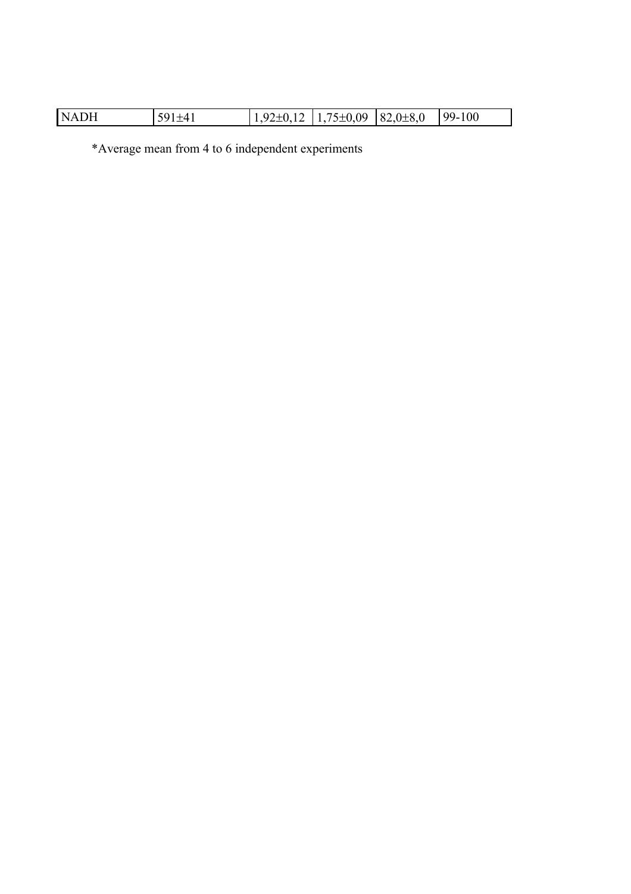| | | | | | |
|---|---|---|---|---|---|
| NADH | 591±41 | 1,92±0,12 | 1,75±0,09 | 82,0±8,0 | 99-100 |

*Average mean from 4 to 6 independent experiments